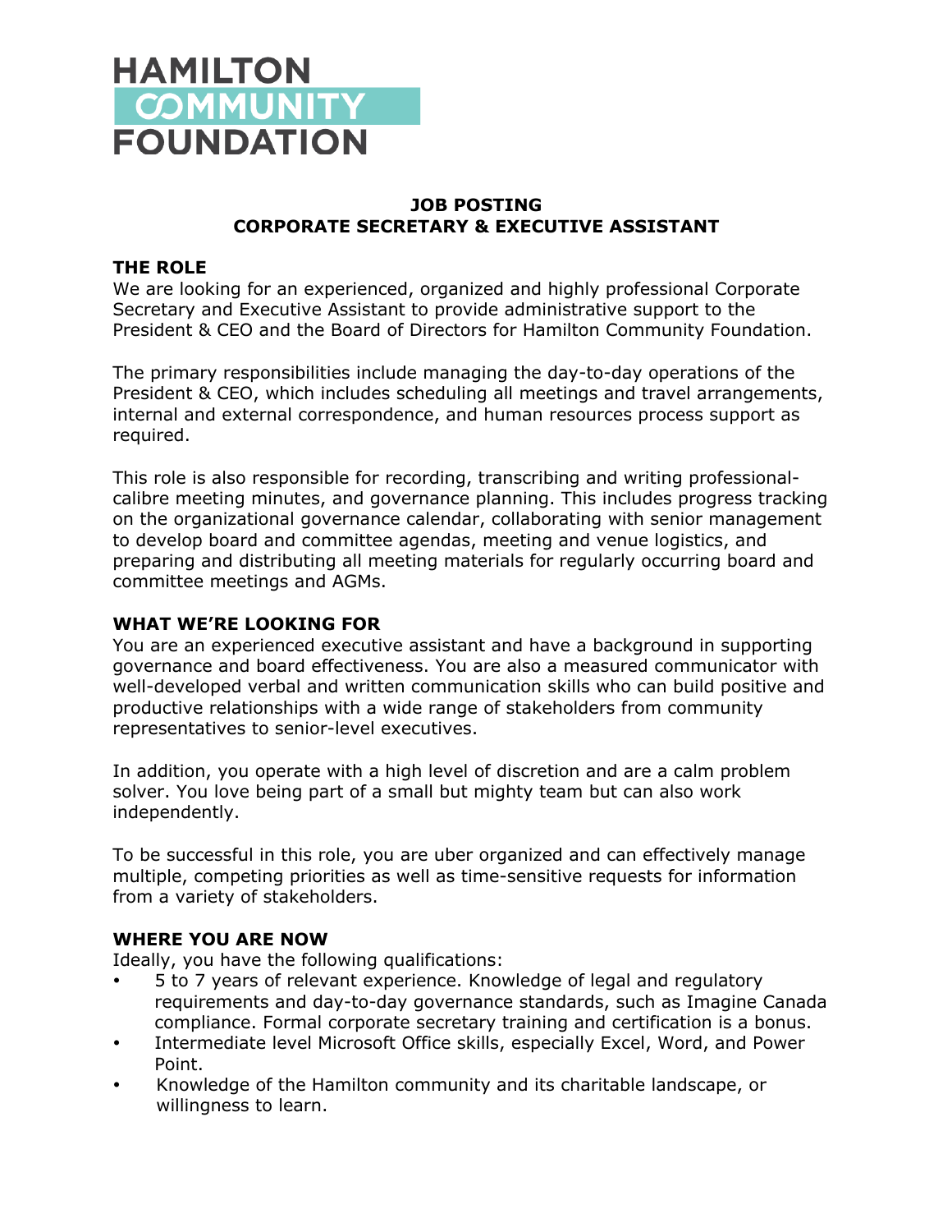HAMILTON
COMMUNITY
FOUNDATION

**JOB POSTING**
**CORPORATE SECRETARY & EXECUTIVE ASSISTANT**

## THE ROLE

We are looking for an experienced, organized and highly professional Corporate Secretary and Executive Assistant to provide administrative support to the President & CEO and the Board of Directors for Hamilton Community Foundation.

The primary responsibilities include managing the day-to-day operations of the President & CEO, which includes scheduling all meetings and travel arrangements, internal and external correspondence, and human resources process support as required.

This role is also responsible for recording, transcribing and writing professional-calibre meeting minutes, and governance planning. This includes progress tracking on the organizational governance calendar, collaborating with senior management to develop board and committee agendas, meeting and venue logistics, and preparing and distributing all meeting materials for regularly occurring board and committee meetings and AGMs.

## WHAT WE'RE LOOKING FOR

You are an experienced executive assistant and have a background in supporting governance and board effectiveness. You are also a measured communicator with well-developed verbal and written communication skills who can build positive and productive relationships with a wide range of stakeholders from community representatives to senior-level executives.

In addition, you operate with a high level of discretion and are a calm problem solver. You love being part of a small but mighty team but can also work independently.

To be successful in this role, you are uber organized and can effectively manage multiple, competing priorities as well as time-sensitive requests for information from a variety of stakeholders.

## WHERE YOU ARE NOW

Ideally, you have the following qualifications:

- 5 to 7 years of relevant experience. Knowledge of legal and regulatory requirements and day-to-day governance standards, such as Imagine Canada compliance. Formal corporate secretary training and certification is a bonus.
- Intermediate level Microsoft Office skills, especially Excel, Word, and Power Point.
- Knowledge of the Hamilton community and its charitable landscape, or willingness to learn.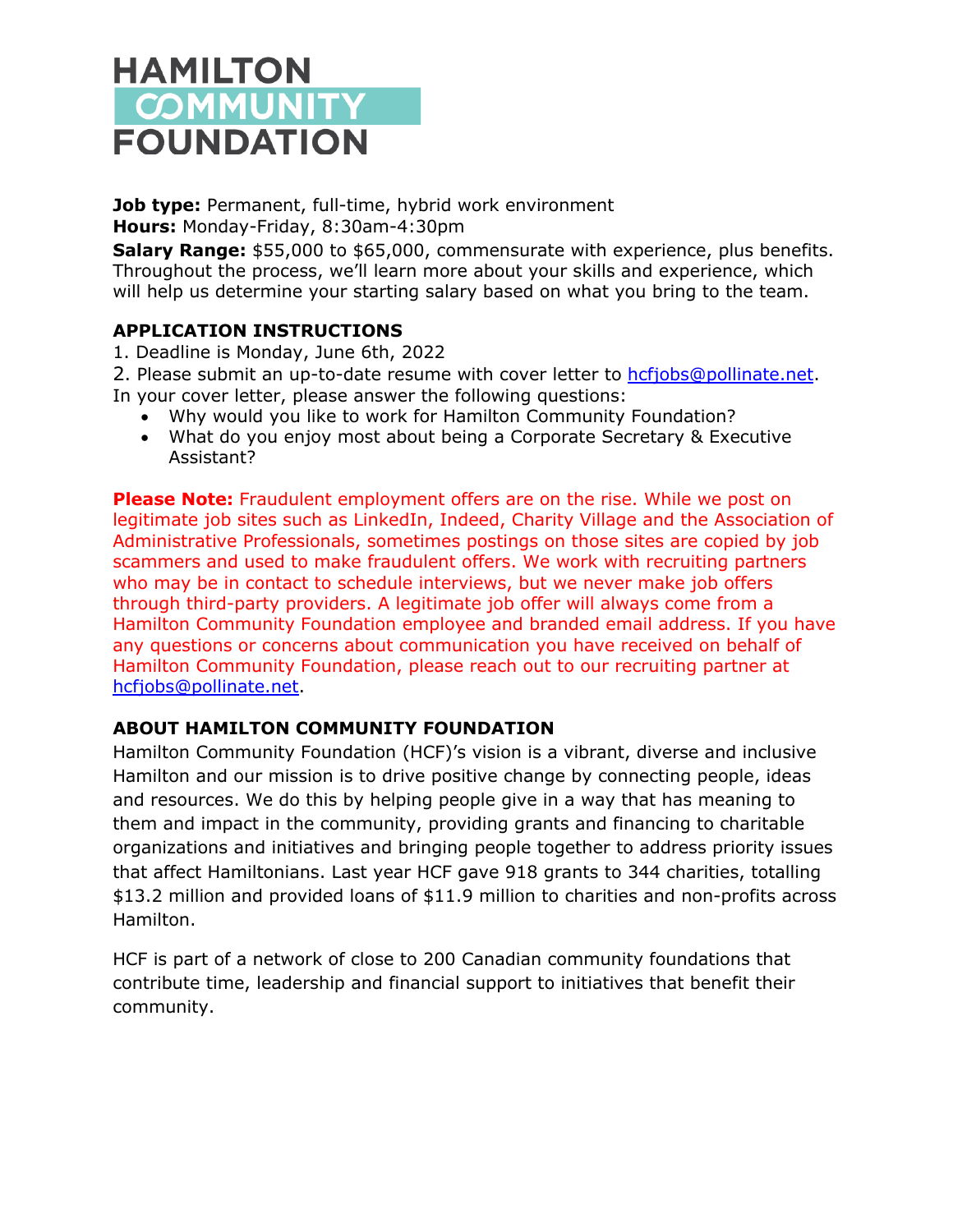# HAMILTON COMMUNITY FOUNDATION

**Job type:** Permanent, full-time, hybrid work environment
**Hours:** Monday-Friday, 8:30am-4:30pm
**Salary Range:** $55,000 to $65,000, commensurate with experience, plus benefits. Throughout the process, we'll learn more about your skills and experience, which will help us determine your starting salary based on what you bring to the team.

## APPLICATION INSTRUCTIONS

1. Deadline is Monday, June 6th, 2022
2. Please submit an up-to-date resume with cover letter to hcfjobs@pollinate.net.

In your cover letter, please answer the following questions:

- Why would you like to work for Hamilton Community Foundation?
- What do you enjoy most about being a Corporate Secretary & Executive Assistant?

**Please Note:** Fraudulent employment offers are on the rise. While we post on legitimate job sites such as LinkedIn, Indeed, Charity Village and the Association of Administrative Professionals, sometimes postings on those sites are copied by job scammers and used to make fraudulent offers. We work with recruiting partners who may be in contact to schedule interviews, but we never make job offers through third-party providers. A legitimate job offer will always come from a Hamilton Community Foundation employee and branded email address. If you have any questions or concerns about communication you have received on behalf of Hamilton Community Foundation, please reach out to our recruiting partner at hcfjobs@pollinate.net.

## ABOUT HAMILTON COMMUNITY FOUNDATION

Hamilton Community Foundation (HCF)'s vision is a vibrant, diverse and inclusive Hamilton and our mission is to drive positive change by connecting people, ideas and resources. We do this by helping people give in a way that has meaning to them and impact in the community, providing grants and financing to charitable organizations and initiatives and bringing people together to address priority issues that affect Hamiltonians. Last year HCF gave 918 grants to 344 charities, totalling $13.2 million and provided loans of $11.9 million to charities and non-profits across Hamilton.

HCF is part of a network of close to 200 Canadian community foundations that contribute time, leadership and financial support to initiatives that benefit their community.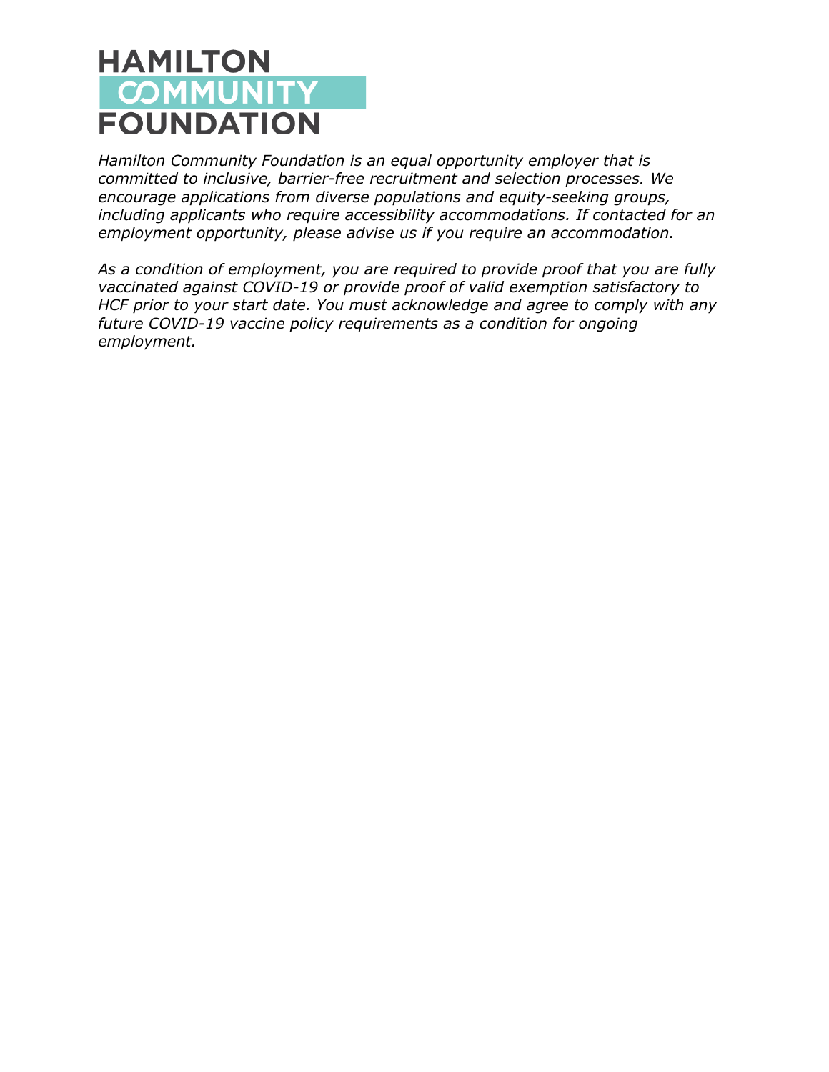HAMILTON COMMUNITY FOUNDATION

*Hamilton Community Foundation is an equal opportunity employer that is committed to inclusive, barrier-free recruitment and selection processes. We encourage applications from diverse populations and equity-seeking groups, including applicants who require accessibility accommodations. If contacted for an employment opportunity, please advise us if you require an accommodation.*

*As a condition of employment, you are required to provide proof that you are fully vaccinated against COVID-19 or provide proof of valid exemption satisfactory to HCF prior to your start date. You must acknowledge and agree to comply with any future COVID-19 vaccine policy requirements as a condition for ongoing employment.*